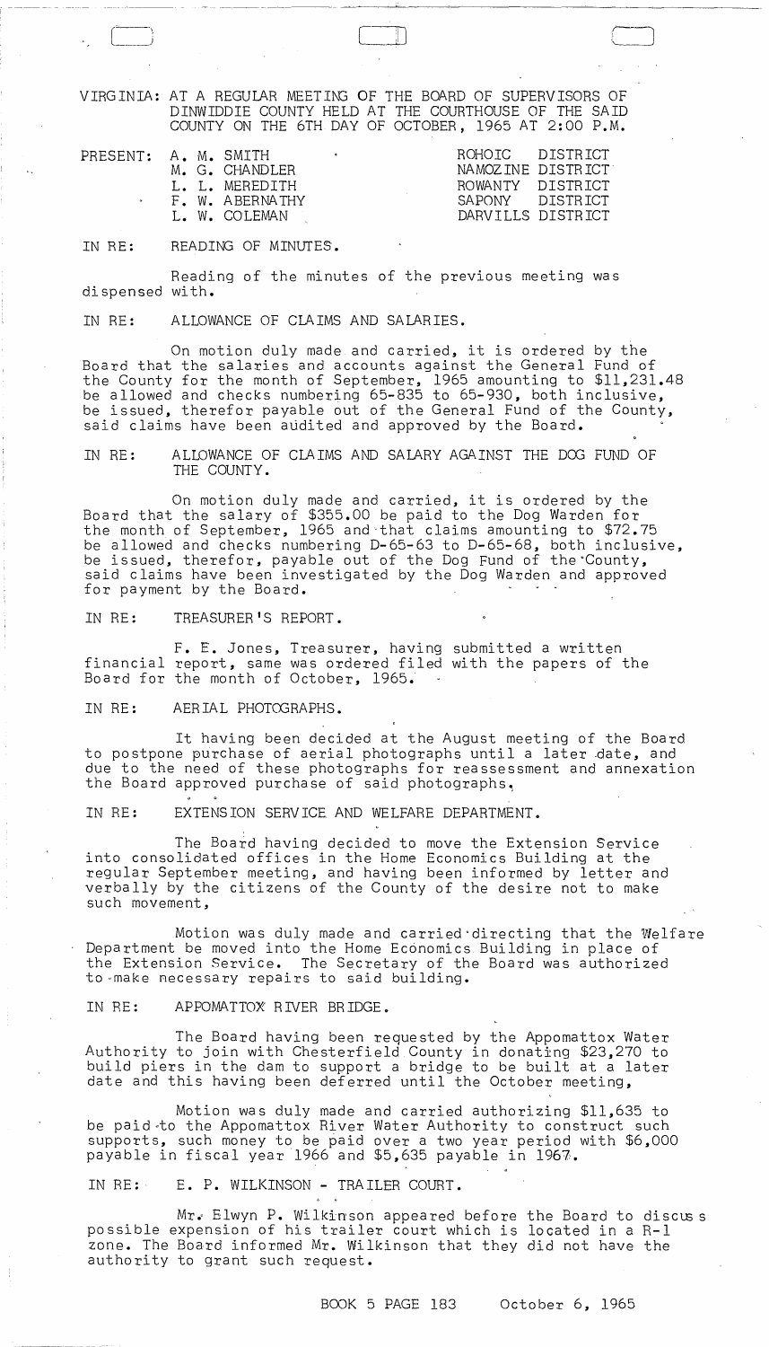VIRGINIA: AT A REGULAR MEETING OF THE BOARD OF SUPERVISORS OF DINWIDDIE COUNTY HELD AT THE COURTHOUSE OF THE SAID COUNTY ON THE 6TH DAY OF OCTOBER, 1965 AT 2:00 P.M.

| PRESENT: | | |
|---|---|---|
| | A. M. SMITH | ROHOIC DISTRICT |
| | M. G. CHANDLER | NAMOZINE DISTRICT |
| | L. L. MEREDITH | ROWANTY DISTRICT |
| | F. W. ABERNATHY | SAPONY DISTRICT |
| | L. W. COLEMAN | DARVILLS DISTRICT |

IN RE: READING OF MINUTES.

Reading of the minutes of the previous meeting was dispensed with.

IN RE: ALLOWANCE OF CLAIMS AND SALARIES.

On motion duly made and carried, it is ordered by the Board that the salaries and accounts against the General Fund of the County for the month of September, 1965 amounting to $11,231.48 be allowed and checks numbering 65-835 to 65-930, both inclusive, be issued, therefor payable out of the General Fund of the County, said claims have been audited and approved by the Board.

IN RE: ALLOWANCE OF CLAIMS AND SALARY AGAINST THE DOG FUND OF THE COUNTY.

On motion duly made and carried, it is ordered by the Board that the salary of $355.00 be paid to the Dog Warden for the month of September, 1965 and that claims amounting to $72.75 be allowed and checks numbering D-65-63 to D-65-68, both inclusive, be issued, therefor, payable out of the Dog Fund of the County, said claims have been investigated by the Dog Warden and approved for payment by the Board.

IN RE: TREASURER'S REPORT.

F. E. Jones, Treasurer, having submitted a written financial report, same was ordered filed with the papers of the Board for the month of October, 1965.

IN RE: AERIAL PHOTOGRAPHS.

It having been decided at the August meeting of the Board to postpone purchase of aerial photographs until a later date, and due to the need of these photographs for reassessment and annexation the Board approved purchase of said photographs.

IN RE: EXTENSION SERVICE AND WELFARE DEPARTMENT.

The Board having decided to move the Extension Service into consolidated offices in the Home Economics Building at the regular September meeting, and having been informed by letter and verbally by the citizens of the County of the desire not to make such movement,

Motion was duly made and carried directing that the Welfare Department be moved into the Home Economics Building in place of the Extension Service. The Secretary of the Board was authorized to make necessary repairs to said building.

IN RE: APPOMATTOX RIVER BRIDGE.

The Board having been requested by the Appomattox Water Authority to join with Chesterfield County in donating $23,270 to build piers in the dam to support a bridge to be built at a later date and this having been deferred until the October meeting,

Motion was duly made and carried authorizing $11,635 to be paid to the Appomattox River Water Authority to construct such supports, such money to be paid over a two year period with $6,000 payable in fiscal year 1966 and $5,635 payable in 1967.

IN RE: E. P. WILKINSON - TRAILER COURT.

Mr. Elwyn P. Wilkinson appeared before the Board to discuss possible expension of his trailer court which is located in a R-1 zone. The Board informed Mr. Wilkinson that they did not have the authority to grant such request.

BOOK 5 PAGE 183 October 6, 1965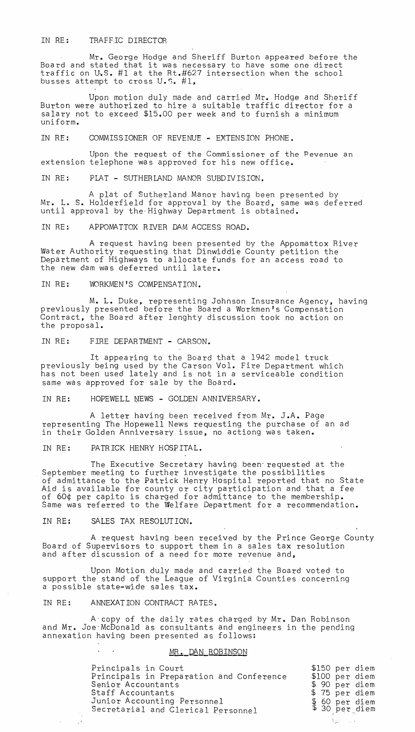IN RE: TRAFFIC DIRECTOR

Mr. George Hodge and Sheriff Burton appeared before the Board and stated that it was necessary to have some one direct traffic on U.S. #1 at the Rt.#627 intersection when the school busses attempt to cross U.S. #1,

Upon motion duly made and carried Mr. Hodge and Sheriff Burton were authorized to hire a suitable traffic director for a salary not to exceed $15.00 per week and to furnish a minimum uniform.

IN RE: COMMISSIONER OF REVENUE - EXTENSION PHONE.

Upon the request of the Commissioner of the Revenue an extension telephone was approved for his new office.

IN RE: PLAT - SUTHERLAND MANOR SUBDIVISION.

A plat of Sutherland Manor having been presented by Mr. L. S. Holderfield for approval by the Board, same was deferred until approval by the Highway Department is obtained.

IN RE: APPOMATTOX RIVER DAM ACCESS ROAD.

A request having been presented by the Appomattox River Water Authority requesting that Dinwiddie County petition the Department of Highways to allocate funds for an access road to the new dam was deferred until later.

IN RE: WORKMEN'S COMPENSATION.

M. L. Duke, representing Johnson Insurance Agency, having previously presented before the Board a Workmen's Compensation Contract, the Board after lenghty discussion took no action on the proposal.

IN RE: FIRE DEPARTMENT - CARSON.

It appearing to the Board that a 1942 model truck previously being used by the Carson Vol. Fire Department which has not been used lately and is not in a serviceable condition same was approved for sale by the Board.

IN RE: HOPEWELL NEWS - GOLDEN ANNIVERSARY.

A letter having been received from Mr. J.A. Page representing The Hopewell News requesting the purchase of an ad in their Golden Anniversary issue, no actiong was taken.

IN RE: PATRICK HENRY HOSPITAL.

The Executive Secretary having been requested at the September meeting to further investigate the possibilities of admittance to the Patrick Henry Hospital reported that no State Aid is available for county or city participation and that a fee of 60¢ per capito is charged for admittance to the membership. Same was referred to the Welfare Department for a recommendation.

IN RE: SALES TAX RESOLUTION.

A request having been received by the Prince George County Board of Supervisors to support them in a sales tax resolution and after discussion of a need for more revenue and,

Upon Motion duly made and carried the Board voted to support the stand of the League of Virginia Counties concerning a possible state-wide sales tax.

IN RE: ANNEXATION CONTRACT RATES.

A copy of the daily rates charged by Mr. Dan Robinson and Mr. Joe McDonald as consultants and engineers in the pending annexation having been presented as follows:

MR. DAN ROBINSON

| | |
|---|---|
| Principals in Court | $150 per diem |
| Principals in Preparation and Conference | $100 per diem |
| Senior Accountants | $ 90 per diem |
| Staff Accountants | $ 75 per diem |
| Junior Accounting Personnel | $ 60 per diem |
| Secretarial and Clerical Personnel | $ 30 per diem |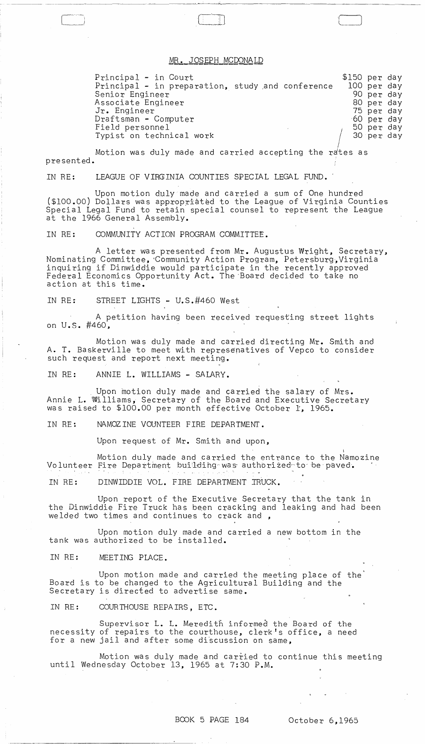MR. JOSEPH MCDONALD

| | |
|---|---|
| Principal - in Court | $150 per day |
| Principal - in preparation, study and conference | 100 per day |
| Senior Engineer | 90 per day |
| Associate Engineer | 80 per day |
| Jr. Engineer | 75 per day |
| Draftsman - Computer | 60 per day |
| Field personnel | 50 per day |
| Typist on technical work | 30 per day |

Motion was duly made and carried accepting the rates as presented.

IN RE: LEAGUE OF VIRGINIA COUNTIES SPECIAL LEGAL FUND.

Upon motion duly made and carried a sum of One hundred ($100.00) Dollars was appropriated to the League of Virginia Counties Special Legal Fund to retain special counsel to represent the League at the 1966 General Assembly.

IN RE: COMMUNITY ACTION PROGRAM COMMITTEE.

A letter was presented from Mr. Augustus Wright, Secretary, Nominating Committee, Community Action Program, Petersburg, Virginia inquiring if Dinwiddie would participate in the recently approved Federal Economics Opportunity Act. The Board decided to take no action at this time.

IN RE: STREET LIGHTS - U.S.#460 West

A petition having been received requesting street lights on U.S. #460,

Motion was duly made and carried directing Mr. Smith and A. T. Baskerville to meet with representatives of Vepco to consider such request and report next meeting.

IN RE: ANNIE L. WILLIAMS - SALARY.

Upon motion duly made and carried the salary of Mrs. Annie L. Williams, Secretary of the Board and Executive Secretary was raised to $100.00 per month effective October 1, 1965.

IN RE: NAMOZINE VOUNTEER FIRE DEPARTMENT.

Upon request of Mr. Smith and upon,

Motion duly made and carried the entrance to the Namozine Volunteer Fire Department building was authorized to be paved.

IN RE: DINWIDDIE VOL. FIRE DEPARTMENT TRUCK.

Upon report of the Executive Secretary that the tank in the Dinwiddie Fire Truck has been cracking and leaking and had been welded two times and continues to crack and ,

Upon motion duly made and carried a new bottom in the tank was authorized to be installed.

IN RE: MEETING PLACE.

Upon motion made and carried the meeting place of the Board is to be changed to the Agricultural Building and the Secretary is directed to advertise same.

IN RE: COURTHOUSE REPAIRS, ETC.

Supervisor L. L. Meredith informed the Board of the necessity of repairs to the courthouse, clerk's office, a need for a new jail and after some discussion on same,

Motion was duly made and carried to continue this meeting until Wednesday October 13, 1965 at 7:30 P.M.

BOOK 5 PAGE 184 October 6,1965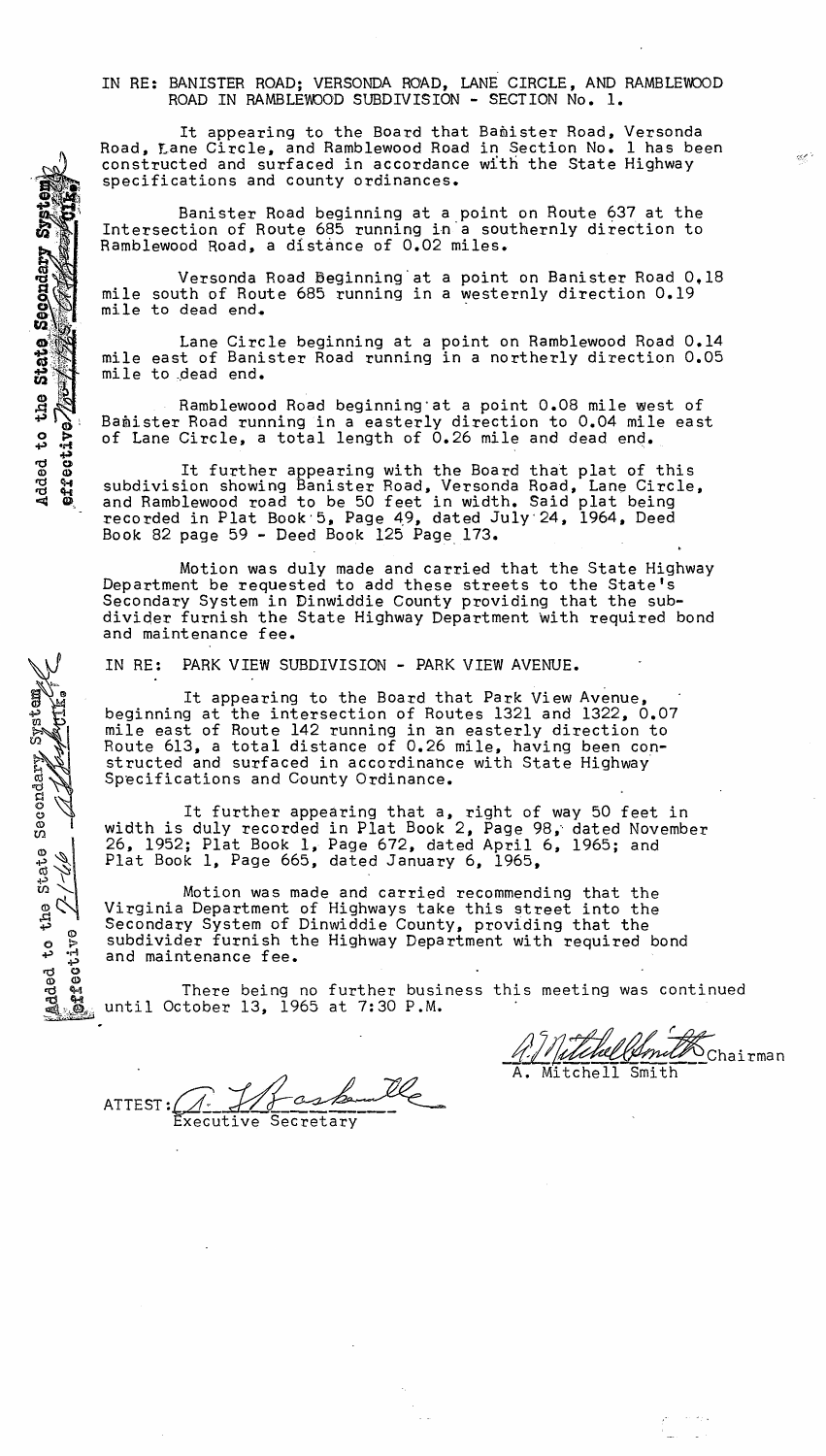IN RE: BANISTER ROAD; VERSONDA ROAD, LANE CIRCLE, AND RAMBLEWOOD ROAD IN RAMBLEWOOD SUBDIVISION - SECTION No. 1.

It appearing to the Board that Banister Road, Versonda Road, Lane Circle, and Ramblewood Road in Section No. 1 has been constructed and surfaced in accordance with the State Highway specifications and county ordinances.

Banister Road beginning at a point on Route 637 at the Intersection of Route 685 running in a southernly direction to Ramblewood Road, a distance of 0.02 miles.

Versonda Road Beginning at a point on Banister Road 0.18 mile south of Route 685 running in a westernly direction 0.19 mile to dead end.

Lane Circle beginning at a point on Ramblewood Road 0.14 mile east of Banister Road running in a northerly direction 0.05 mile to dead end.

Ramblewood Road beginning at a point 0.08 mile west of Banister Road running in a easterly direction to 0.04 mile east of Lane Circle, a total length of 0.26 mile and dead end.

It further appearing with the Board that plat of this subdivision showing Banister Road, Versonda Road, Lane Circle, and Ramblewood road to be 50 feet in width. Said plat being recorded in Plat Book 5, Page 49, dated July 24, 1964, Deed Book 82 page 59 - Deed Book 125 Page 173.

Motion was duly made and carried that the State Highway Department be requested to add these streets to the State's Secondary System in Dinwiddie County providing that the subdivider furnish the State Highway Department with required bond and maintenance fee.

Added to the State Secondary System effective 11-1-65

IN RE: PARK VIEW SUBDIVISION - PARK VIEW AVENUE.

It appearing to the Board that Park View Avenue, beginning at the intersection of Routes 1321 and 1322, 0.07 mile east of Route 142 running in an easterly direction to Route 613, a total distance of 0.26 mile, having been constructed and surfaced in accordinance with State Highway Specifications and County Ordinance.

It further appearing that a, right of way 50 feet in width is duly recorded in Plat Book 2, Page 98, dated November 26, 1952; Plat Book 1, Page 672, dated April 6, 1965; and Plat Book 1, Page 665, dated January 6, 1965,

Motion was made and carried recommending that the Virginia Department of Highways take this street into the Secondary System of Dinwiddie County, providing that the subdivider furnish the Highway Department with required bond and maintenance fee.

Added to the State Secondary System effective 2/1/66

There being no further business this meeting was continued until October 13, 1965 at 7:30 P.M.

A. Mitchell Smith
Chairman

ATTEST: A. H. Baskerville
Executive Secretary